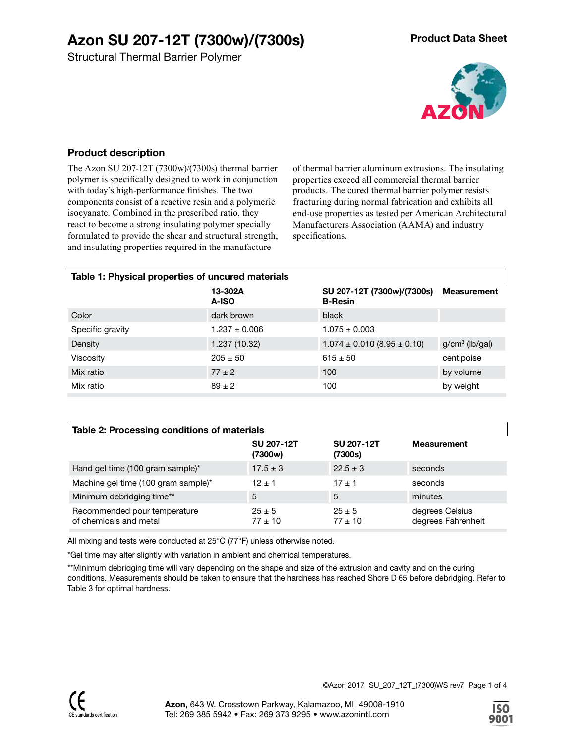# Azon SU 207-12T (7300w)/(7300s)

Structural Thermal Barrier Polymer

**Product Data Sheet**

## Product description

The Azon SU 207-12T (7300w)/(7300s) thermal barrier polymer is specifically designed to work in conjunction with today's high-performance finishes. The two components consist of a reactive resin and a polymeric isocyanate. Combined in the prescribed ratio, they react to become a strong insulating polymer specially formulated to provide the shear and structural strength, and insulating properties required in the manufacture of thermal barrier aluminum extrusions. The insulating properties exceed all commercial thermal barrier products. The cured thermal barrier polymer resists fracturing during normal fabrication and exhibits all end-use properties as tested per American Architectural Manufacturers Association (AAMA) and industry specifications.

**Table 1: Physical properties of uncured materials**

| | 13-302A A-ISO | SU 207-12T (7300w)/(7300s) B-Resin | Measurement |
|---|---|---|---|
| Color | dark brown | black | |
| Specific gravity | 1.237 ± 0.006 | 1.075 ± 0.003 | |
| Density | 1.237 (10.32) | 1.074 ± 0.010 (8.95 ± 0.10) | g/cm$^3$ (lb/gal) |
| Viscosity | 205 ± 50 | 615 ± 50 | centipoise |
| Mix ratio | 77 ± 2 | 100 | by volume |
| Mix ratio | 89 ± 2 | 100 | by weight |

**Table 2: Processing conditions of materials**

| | SU 207-12T (7300w) | SU 207-12T (7300s) | Measurement |
|---|---|---|---|
| Hand gel time (100 gram sample)* | 17.5 ± 3 | 22.5 ± 3 | seconds |
| Machine gel time (100 gram sample)* | 12 ± 1 | 17 ± 1 | seconds |
| Minimum debridging time** | 5 | 5 | minutes |
| Recommended pour temperature of chemicals and metal | 25 ± 5<br>77 ± 10 | 25 ± 5<br>77 ± 10 | degrees Celsius<br>degrees Fahrenheit |

All mixing and tests were conducted at 25°C (77°F) unless otherwise noted.

*Gel time may alter slightly with variation in ambient and chemical temperatures.

**Minimum debridging time will vary depending on the shape and size of the extrusion and cavity and on the curing conditions. Measurements should be taken to ensure that the hardness has reached Shore D 65 before debridging. Refer to Table 3 for optimal hardness.

©Azon 2017 SU_207_12T_(7300)WS rev7

**Azon,** 643 W. Crosstown Parkway, Kalamazoo, MI 49008-1910
Tel: 269 385 5942 • Fax: 269 373 9295 • www.azonintl.com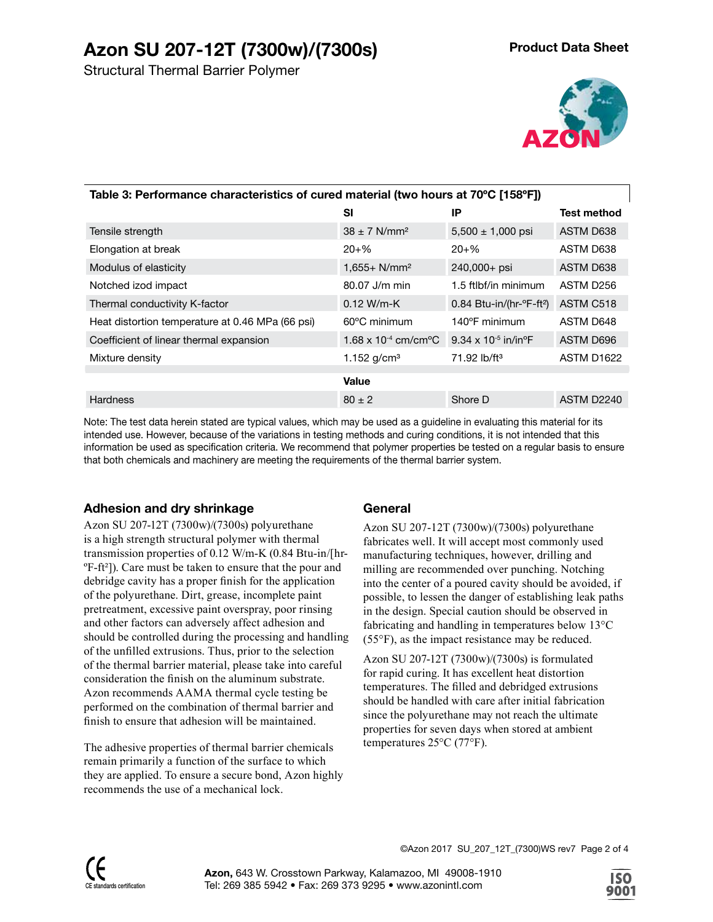# Azon SU 207-12T (7300w)/(7300s)

Structural Thermal Barrier Polymer

**Product Data Sheet**

**Table 3: Performance characteristics of cured material (two hours at 70ºC [158ºF])**

| | SI | IP | Test method |
|---|---|---|---|
| Tensile strength | 38 ± 7 N/mm² | 5,500 ± 1,000 psi | ASTM D638 |
| Elongation at break | 20+% | 20+% | ASTM D638 |
| Modulus of elasticity | 1,655+ N/mm² | 240,000+ psi | ASTM D638 |
| Notched izod impact | 80.07 J/m min | 1.5 ftlbf/in minimum | ASTM D256 |
| Thermal conductivity K-factor | 0.12 W/m-K | 0.84 Btu-in/(hr-ºF-ft²) | ASTM C518 |
| Heat distortion temperature at 0.46 MPa (66 psi) | 60ºC minimum | 140ºF minimum | ASTM D648 |
| Coefficient of linear thermal expansion | $1.68 \times 10^{-4}$ cm/cmºC | $9.34 \times 10^{-5}$ in/inºF | ASTM D696 |
| Mixture density | 1.152 g/cm³ | 71.92 lb/ft³ | ASTM D1622 |
| | **Value** | | |
| Hardness | 80 ± 2 | Shore D | ASTM D2240 |

Note: The test data herein stated are typical values, which may be used as a guideline in evaluating this material for its intended use. However, because of the variations in testing methods and curing conditions, it is not intended that this information be used as specification criteria. We recommend that polymer properties be tested on a regular basis to ensure that both chemicals and machinery are meeting the requirements of the thermal barrier system.

## Adhesion and dry shrinkage

Azon SU 207-12T (7300w)/(7300s) polyurethane is a high strength structural polymer with thermal transmission properties of 0.12 W/m-K (0.84 Btu-in/[hr-ºF-ft²]). Care must be taken to ensure that the pour and debridge cavity has a proper finish for the application of the polyurethane. Dirt, grease, incomplete paint pretreatment, excessive paint overspray, poor rinsing and other factors can adversely affect adhesion and should be controlled during the processing and handling of the unfilled extrusions. Thus, prior to the selection of the thermal barrier material, please take into careful consideration the finish on the aluminum substrate. Azon recommends AAMA thermal cycle testing be performed on the combination of thermal barrier and finish to ensure that adhesion will be maintained.

The adhesive properties of thermal barrier chemicals remain primarily a function of the surface to which they are applied. To ensure a secure bond, Azon highly recommends the use of a mechanical lock.

## General

Azon SU 207-12T (7300w)/(7300s) polyurethane fabricates well. It will accept most commonly used manufacturing techniques, however, drilling and milling are recommended over punching. Notching into the center of a poured cavity should be avoided, if possible, to lessen the danger of establishing leak paths in the design. Special caution should be observed in fabricating and handling in temperatures below 13°C (55°F), as the impact resistance may be reduced.

Azon SU 207-12T (7300w)/(7300s) is formulated for rapid curing. It has excellent heat distortion temperatures. The filled and debridged extrusions should be handled with care after initial fabrication since the polyurethane may not reach the ultimate properties for seven days when stored at ambient temperatures 25°C (77°F).

©Azon 2017 SU_207_12T_(7300)WS rev7

CE standards certification

**Azon,** 643 W. Crosstown Parkway, Kalamazoo, MI 49008-1910
Tel: 269 385 5942 • Fax: 269 373 9295 • www.azonintl.com

ISO 9001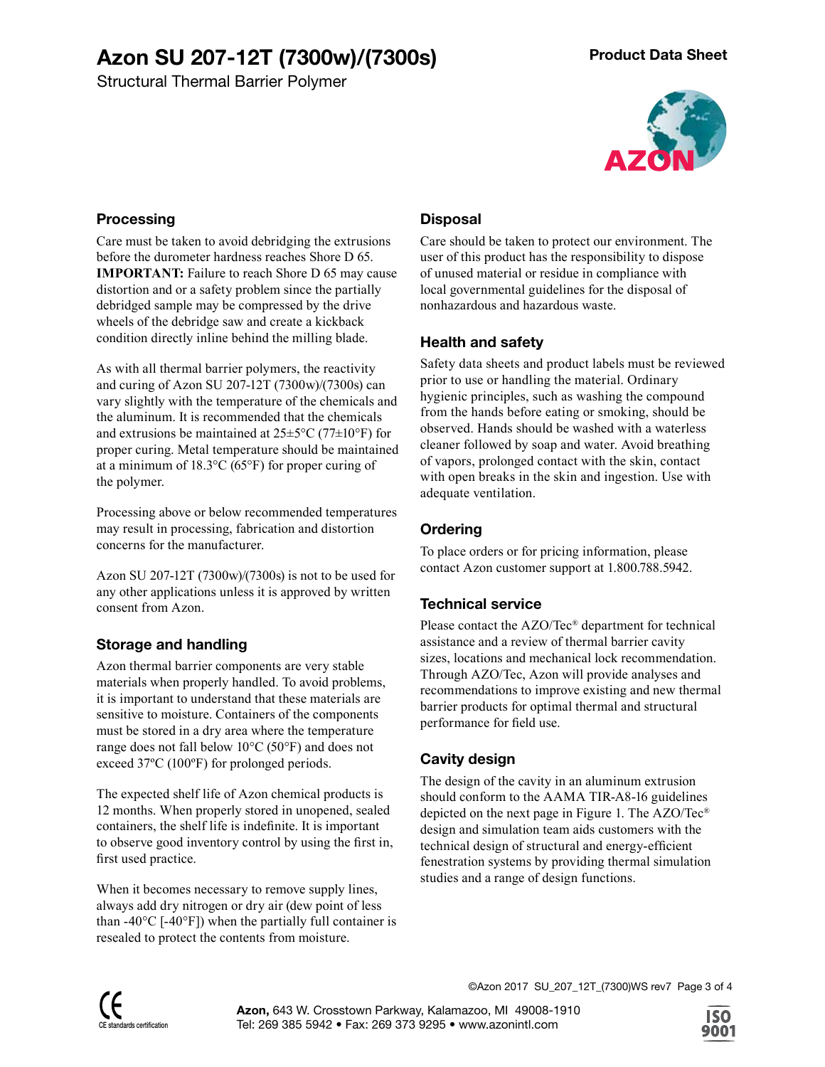# Azon SU 207-12T (7300w)/(7300s)

Structural Thermal Barrier Polymer

**Product Data Sheet**

## Processing

Care must be taken to avoid debridging the extrusions before the durometer hardness reaches Shore D 65. **IMPORTANT:** Failure to reach Shore D 65 may cause distortion and or a safety problem since the partially debridged sample may be compressed by the drive wheels of the debridge saw and create a kickback condition directly inline behind the milling blade.

As with all thermal barrier polymers, the reactivity and curing of Azon SU 207-12T (7300w)/(7300s) can vary slightly with the temperature of the chemicals and the aluminum. It is recommended that the chemicals and extrusions be maintained at 25±5°C (77±10°F) for proper curing. Metal temperature should be maintained at a minimum of 18.3°C (65°F) for proper curing of the polymer.

Processing above or below recommended temperatures may result in processing, fabrication and distortion concerns for the manufacturer.

Azon SU 207-12T (7300w)/(7300s) is not to be used for any other applications unless it is approved by written consent from Azon.

## Storage and handling

Azon thermal barrier components are very stable materials when properly handled. To avoid problems, it is important to understand that these materials are sensitive to moisture. Containers of the components must be stored in a dry area where the temperature range does not fall below 10°C (50°F) and does not exceed 37ºC (100ºF) for prolonged periods.

The expected shelf life of Azon chemical products is 12 months. When properly stored in unopened, sealed containers, the shelf life is indefinite. It is important to observe good inventory control by using the first in, first used practice.

When it becomes necessary to remove supply lines, always add dry nitrogen or dry air (dew point of less than -40°C [-40°F]) when the partially full container is resealed to protect the contents from moisture.

## Disposal

Care should be taken to protect our environment. The user of this product has the responsibility to dispose of unused material or residue in compliance with local governmental guidelines for the disposal of nonhazardous and hazardous waste.

## Health and safety

Safety data sheets and product labels must be reviewed prior to use or handling the material. Ordinary hygienic principles, such as washing the compound from the hands before eating or smoking, should be observed. Hands should be washed with a waterless cleaner followed by soap and water. Avoid breathing of vapors, prolonged contact with the skin, contact with open breaks in the skin and ingestion. Use with adequate ventilation.

## Ordering

To place orders or for pricing information, please contact Azon customer support at 1.800.788.5942.

## Technical service

Please contact the AZO/Tec® department for technical assistance and a review of thermal barrier cavity sizes, locations and mechanical lock recommendation. Through AZO/Tec, Azon will provide analyses and recommendations to improve existing and new thermal barrier products for optimal thermal and structural performance for field use.

## Cavity design

The design of the cavity in an aluminum extrusion should conform to the AAMA TIR-A8-16 guidelines depicted on the next page in Figure 1. The AZO/Tec® design and simulation team aids customers with the technical design of structural and energy-efficient fenestration systems by providing thermal simulation studies and a range of design functions.

©Azon 2017 SU_207_12T_(7300)WS rev7

**Azon,** 643 W. Crosstown Parkway, Kalamazoo, MI 49008-1910
Tel: 269 385 5942 • Fax: 269 373 9295 • www.azonintl.com

CE standards certification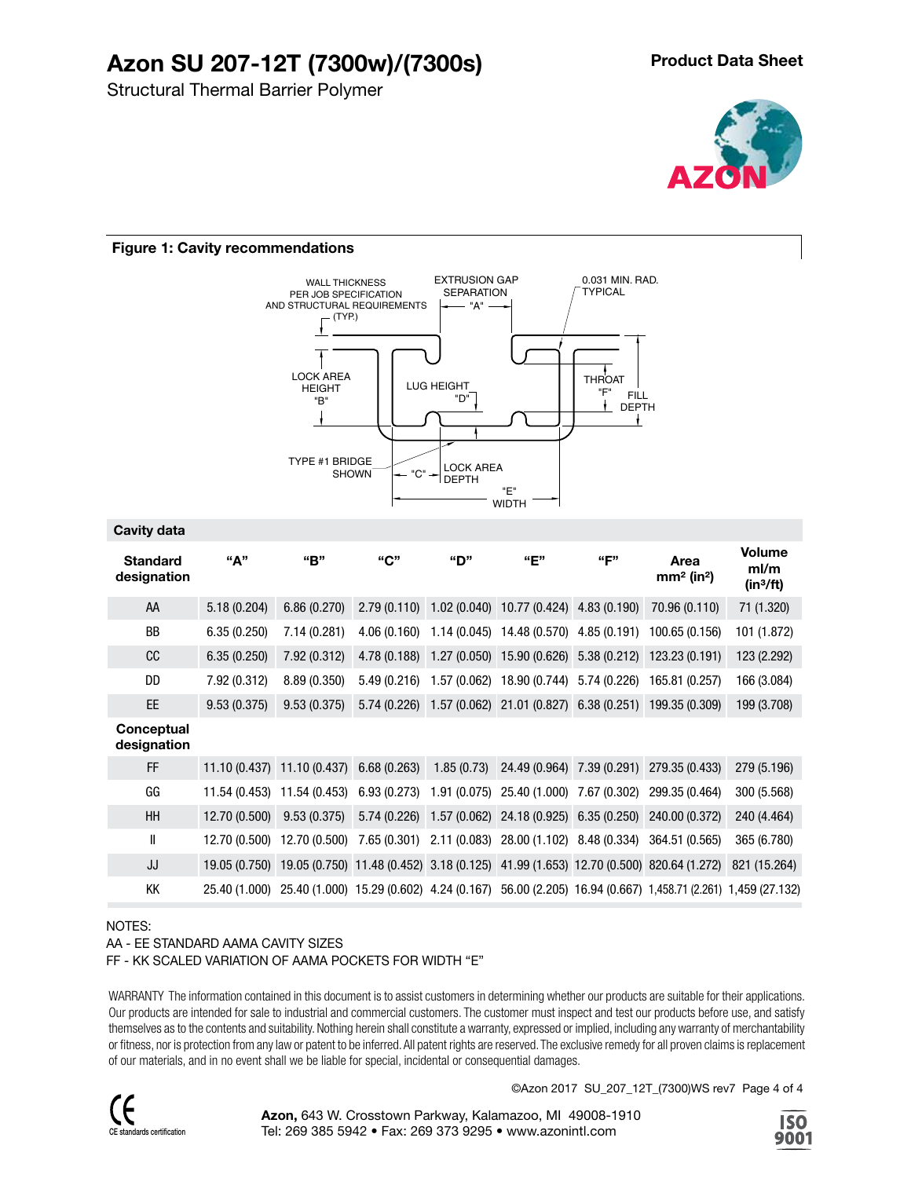# Azon SU 207-12T (7300w)/(7300s)

Structural Thermal Barrier Polymer

**Product Data Sheet**

**Figure 1: Cavity recommendations**

WALL THICKNESS PER JOB SPECIFICATION AND STRUCTURAL REQUIREMENTS (TYP.)

EXTRUSION GAP SEPARATION "A"

0.031 MIN. RAD. TYPICAL

LOCK AREA HEIGHT "B"

LUG HEIGHT "D"

THROAT "F"

FILL DEPTH

TYPE #1 BRIDGE SHOWN

"C"

LOCK AREA DEPTH

"E" WIDTH

**Cavity data**

| Standard designation | "A" | "B" | "C" | "D" | "E" | "F" | Area mm² (in²) | Volume ml/m (in³/ft) |
|---|---|---|---|---|---|---|---|---|
| AA | 5.18 (0.204) | 6.86 (0.270) | 2.79 (0.110) | 1.02 (0.040) | 10.77 (0.424) | 4.83 (0.190) | 70.96 (0.110) | 71 (1.320) |
| BB | 6.35 (0.250) | 7.14 (0.281) | 4.06 (0.160) | 1.14 (0.045) | 14.48 (0.570) | 4.85 (0.191) | 100.65 (0.156) | 101 (1.872) |
| CC | 6.35 (0.250) | 7.92 (0.312) | 4.78 (0.188) | 1.27 (0.050) | 15.90 (0.626) | 5.38 (0.212) | 123.23 (0.191) | 123 (2.292) |
| DD | 7.92 (0.312) | 8.89 (0.350) | 5.49 (0.216) | 1.57 (0.062) | 18.90 (0.744) | 5.74 (0.226) | 165.81 (0.257) | 166 (3.084) |
| EE | 9.53 (0.375) | 9.53 (0.375) | 5.74 (0.226) | 1.57 (0.062) | 21.01 (0.827) | 6.38 (0.251) | 199.35 (0.309) | 199 (3.708) |
| **Conceptual designation** | | | | | | | | |
| FF | 11.10 (0.437) | 11.10 (0.437) | 6.68 (0.263) | 1.85 (0.73) | 24.49 (0.964) | 7.39 (0.291) | 279.35 (0.433) | 279 (5.196) |
| GG | 11.54 (0.453) | 11.54 (0.453) | 6.93 (0.273) | 1.91 (0.075) | 25.40 (1.000) | 7.67 (0.302) | 299.35 (0.464) | 300 (5.568) |
| HH | 12.70 (0.500) | 9.53 (0.375) | 5.74 (0.226) | 1.57 (0.062) | 24.18 (0.925) | 6.35 (0.250) | 240.00 (0.372) | 240 (4.464) |
| II | 12.70 (0.500) | 12.70 (0.500) | 7.65 (0.301) | 2.11 (0.083) | 28.00 (1.102) | 8.48 (0.334) | 364.51 (0.565) | 365 (6.780) |
| JJ | 19.05 (0.750) | 19.05 (0.750) | 11.48 (0.452) | 3.18 (0.125) | 41.99 (1.653) | 12.70 (0.500) | 820.64 (1.272) | 821 (15.264) |
| KK | 25.40 (1.000) | 25.40 (1.000) | 15.29 (0.602) | 4.24 (0.167) | 56.00 (2.205) | 16.94 (0.667) | 1,458.71 (2.261) | 1,459 (27.132) |

NOTES:
AA - EE STANDARD AAMA CAVITY SIZES
FF - KK SCALED VARIATION OF AAMA POCKETS FOR WIDTH "E"

WARRANTY The information contained in this document is to assist customers in determining whether our products are suitable for their applications. Our products are intended for sale to industrial and commercial customers. The customer must inspect and test our products before use, and satisfy themselves as to the contents and suitability. Nothing herein shall constitute a warranty, expressed or implied, including any warranty of merchantability or fitness, nor is protection from any law or patent to be inferred. All patent rights are reserved. The exclusive remedy for all proven claims is replacement of our materials, and in no event shall we be liable for special, incidental or consequential damages.

©Azon 2017 SU_207_12T_(7300)WS rev7

CE standards certification

**Azon,** 643 W. Crosstown Parkway, Kalamazoo, MI 49008-1910
Tel: 269 385 5942 • Fax: 269 373 9295 • www.azonintl.com

ISO 9001